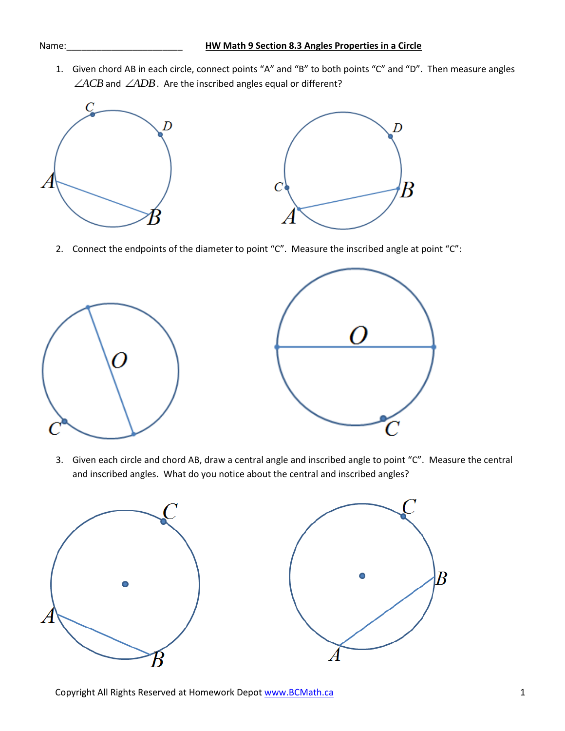Name:________________________ **HW Math 9 Section 8.3 Angles Properties in a Circle**

1. Given chord AB in each circle, connect points "A" and "B" to both points "C" and "D". Then measure angles $\angle ACB$ and $\angle ADB$. Are the inscribed angles equal or different?

2. Connect the endpoints of the diameter to point "C". Measure the inscribed angle at point "C":

3. Given each circle and chord AB, draw a central angle and inscribed angle to point "C". Measure the central and inscribed angles. What do you notice about the central and inscribed angles?

Copyright All Rights Reserved at Homework Depot www.BCMath.ca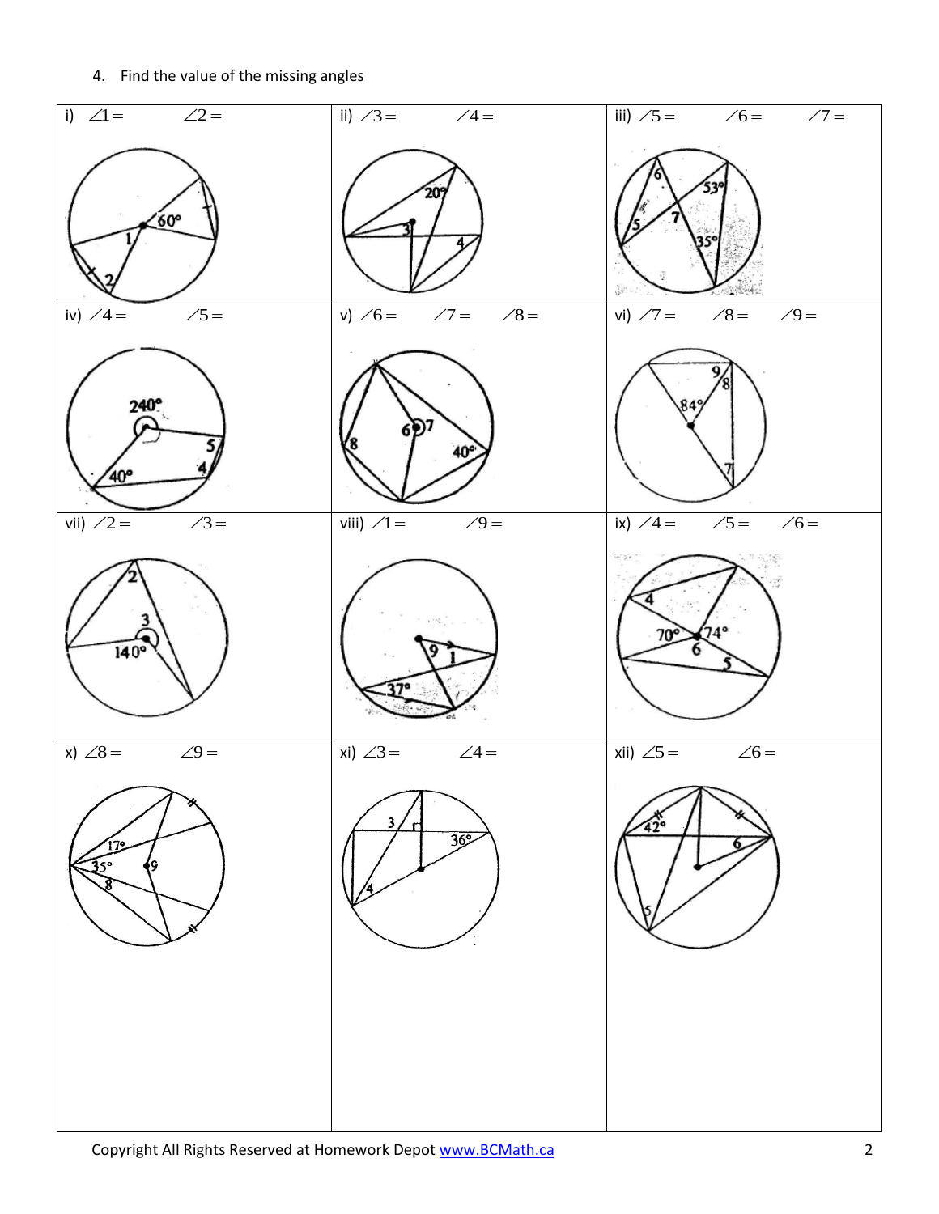4. Find the value of the missing angles

| i) $\angle 1 =$ $\angle 2 =$ | ii) $\angle 3 =$ $\angle 4 =$ | iii) $\angle 5 =$ $\angle 6 =$ $\angle 7 =$ |
| --- | --- | --- |
| iv) $\angle 4 =$ $\angle 5 =$ | v) $\angle 6 =$ $\angle 7 =$ $\angle 8 =$ | vi) $\angle 7 =$ $\angle 8 =$ $\angle 9 =$ |
| vii) $\angle 2 =$ $\angle 3 =$ | viii) $\angle 1 =$ $\angle 9 =$ | ix) $\angle 4 =$ $\angle 5 =$ $\angle 6 =$ |
| x) $\angle 8 =$ $\angle 9 =$ | xi) $\angle 3 =$ $\angle 4 =$ | xii) $\angle 5 =$ $\angle 6 =$ |

Copyright All Rights Reserved at Homework Depot www.BCMath.ca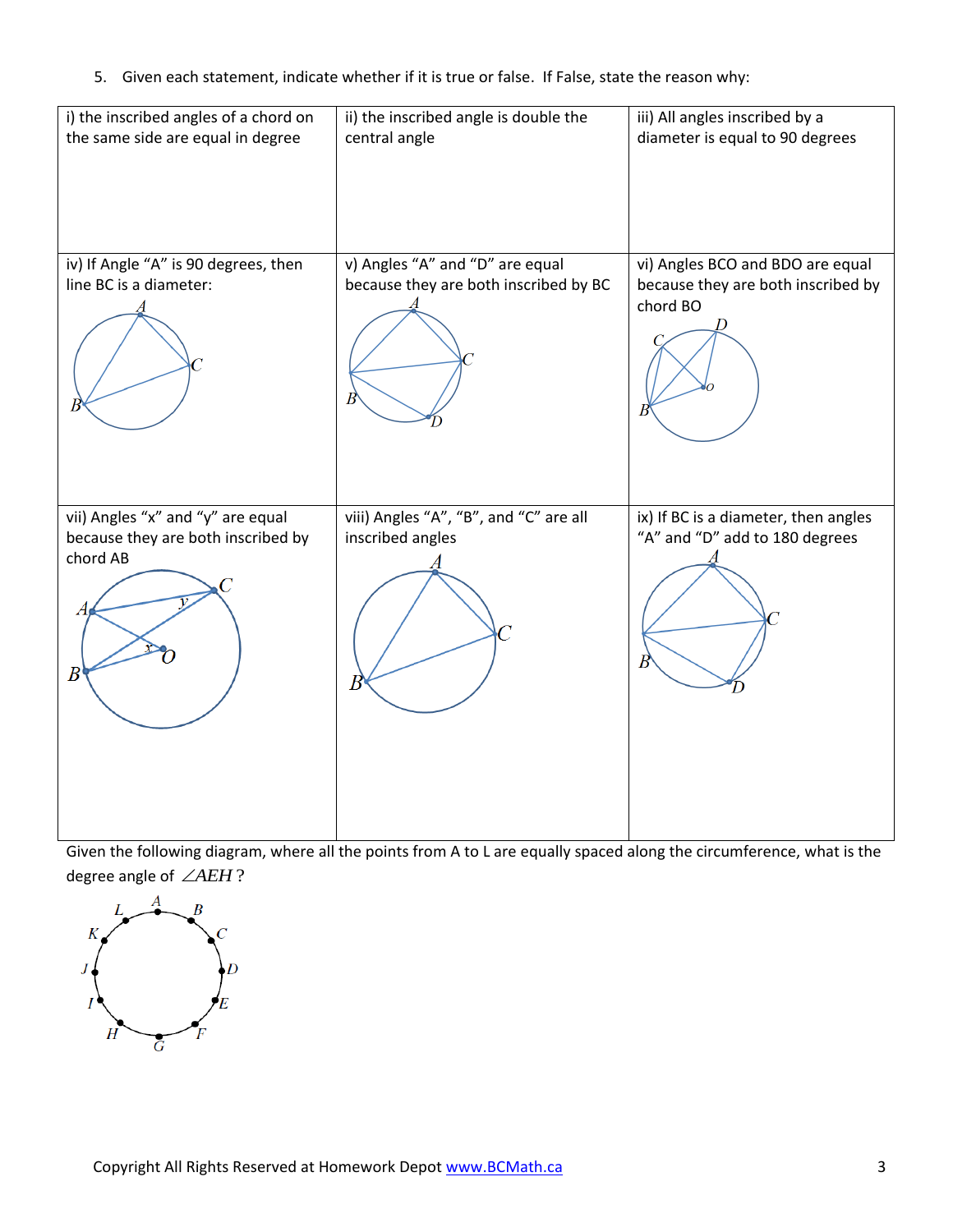5. Given each statement, indicate whether if it is true or false. If False, state the reason why:

| | | |
|---|---|---|
| i) the inscribed angles of a chord on the same side are equal in degree | ii) the inscribed angle is double the central angle | iii) All angles inscribed by a diameter is equal to 90 degrees |
| iv) If Angle "A" is 90 degrees, then line BC is a diameter: | v) Angles "A" and "D" are equal because they are both inscribed by BC | vi) Angles BCO and BDO are equal because they are both inscribed by chord BO |
| vii) Angles "x" and "y" are equal because they are both inscribed by chord AB | viii) Angles "A", "B", and "C" are all inscribed angles | ix) If BC is a diameter, then angles "A" and "D" add to 180 degrees |

Given the following diagram, where all the points from A to L are equally spaced along the circumference, what is the degree angle of $\angle AEH$?